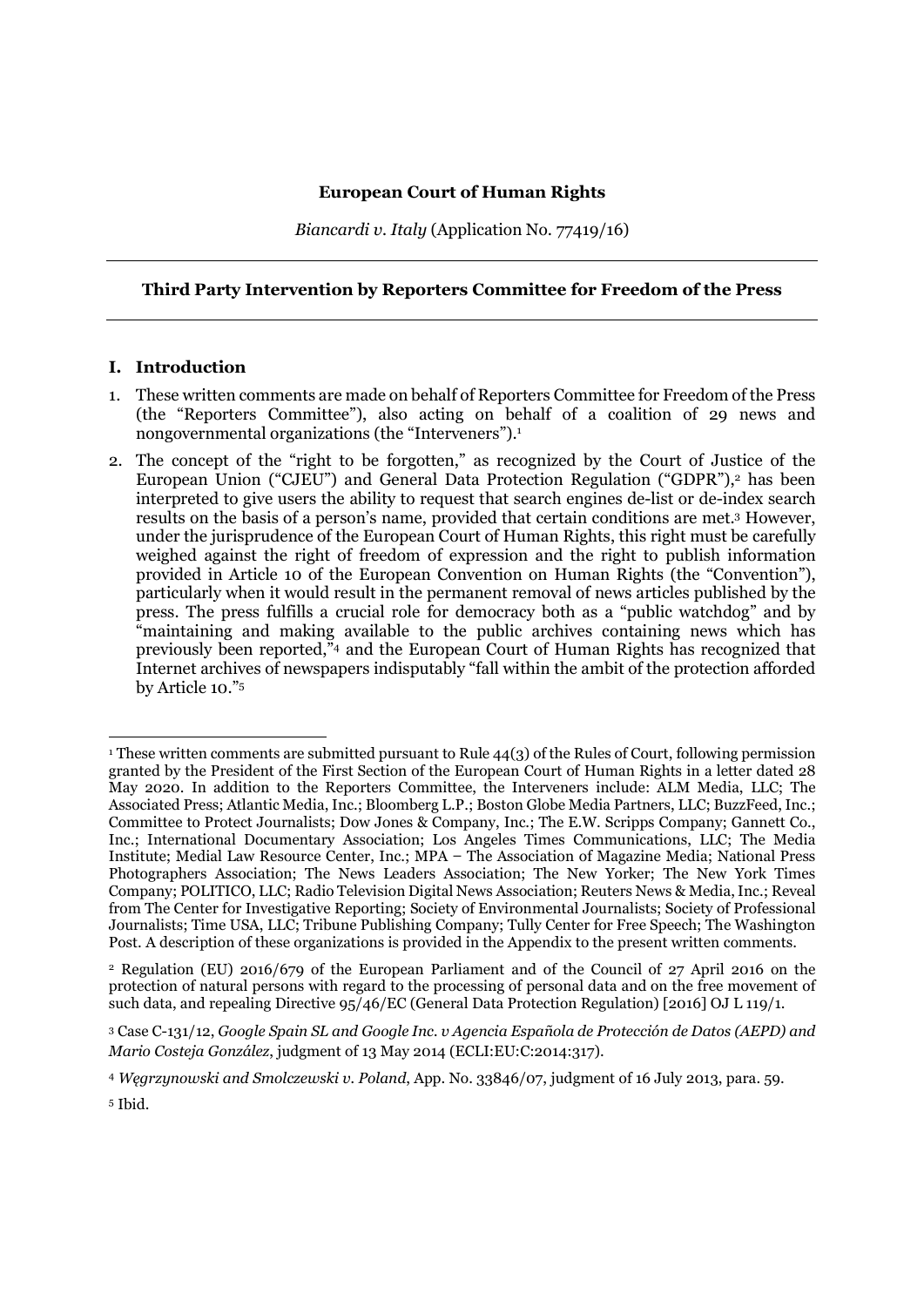**European Court of Human Rights**

*Biancardi v. Italy* (Application No. 77419/16)

---

**Third Party Intervention by Reporters Committee for Freedom of the Press**

---

## I. Introduction

1. These written comments are made on behalf of Reporters Committee for Freedom of the Press (the "Reporters Committee"), also acting on behalf of a coalition of 29 news and nongovernmental organizations (the "Interveners").[1]

2. The concept of the "right to be forgotten," as recognized by the Court of Justice of the European Union ("CJEU") and General Data Protection Regulation ("GDPR"),[2] has been interpreted to give users the ability to request that search engines de-list or de-index search results on the basis of a person's name, provided that certain conditions are met.[3] However, under the jurisprudence of the European Court of Human Rights, this right must be carefully weighed against the right of freedom of expression and the right to publish information provided in Article 10 of the European Convention on Human Rights (the "Convention"), particularly when it would result in the permanent removal of news articles published by the press. The press fulfills a crucial role for democracy both as a "public watchdog" and by "maintaining and making available to the public archives containing news which has previously been reported,"[4] and the European Court of Human Rights has recognized that Internet archives of newspapers indisputably "fall within the ambit of the protection afforded by Article 10."[5]

---

[1] These written comments are submitted pursuant to Rule 44(3) of the Rules of Court, following permission granted by the President of the First Section of the European Court of Human Rights in a letter dated 28 May 2020. In addition to the Reporters Committee, the Interveners include: ALM Media, LLC; The Associated Press; Atlantic Media, Inc.; Bloomberg L.P.; Boston Globe Media Partners, LLC; BuzzFeed, Inc.; Committee to Protect Journalists; Dow Jones & Company, Inc.; The E.W. Scripps Company; Gannett Co., Inc.; International Documentary Association; Los Angeles Times Communications, LLC; The Media Institute; Medial Law Resource Center, Inc.; MPA – The Association of Magazine Media; National Press Photographers Association; The News Leaders Association; The New Yorker; The New York Times Company; POLITICO, LLC; Radio Television Digital News Association; Reuters News & Media, Inc.; Reveal from The Center for Investigative Reporting; Society of Environmental Journalists; Society of Professional Journalists; Time USA, LLC; Tribune Publishing Company; Tully Center for Free Speech; The Washington Post. A description of these organizations is provided in the Appendix to the present written comments.

[2] Regulation (EU) 2016/679 of the European Parliament and of the Council of 27 April 2016 on the protection of natural persons with regard to the processing of personal data and on the free movement of such data, and repealing Directive 95/46/EC (General Data Protection Regulation) [2016] OJ L 119/1.

[3] Case C-131/12, *Google Spain SL and Google Inc. v Agencia Española de Protección de Datos (AEPD) and Mario Costeja González*, judgment of 13 May 2014 (ECLI:EU:C:2014:317).

[4] *Węgrzynowski and Smolczewski v. Poland*, App. No. 33846/07, judgment of 16 July 2013, para. 59.

[5] Ibid.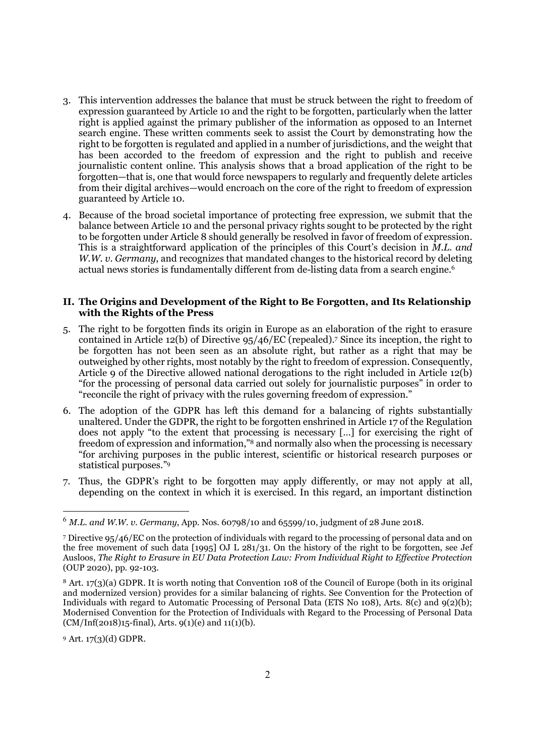3. This intervention addresses the balance that must be struck between the right to freedom of expression guaranteed by Article 10 and the right to be forgotten, particularly when the latter right is applied against the primary publisher of the information as opposed to an Internet search engine. These written comments seek to assist the Court by demonstrating how the right to be forgotten is regulated and applied in a number of jurisdictions, and the weight that has been accorded to the freedom of expression and the right to publish and receive journalistic content online. This analysis shows that a broad application of the right to be forgotten—that is, one that would force newspapers to regularly and frequently delete articles from their digital archives—would encroach on the core of the right to freedom of expression guaranteed by Article 10.

4. Because of the broad societal importance of protecting free expression, we submit that the balance between Article 10 and the personal privacy rights sought to be protected by the right to be forgotten under Article 8 should generally be resolved in favor of freedom of expression. This is a straightforward application of the principles of this Court's decision in *M.L. and W.W. v. Germany*, and recognizes that mandated changes to the historical record by deleting actual news stories is fundamentally different from de-listing data from a search engine.[6]

## II. The Origins and Development of the Right to Be Forgotten, and Its Relationship with the Rights of the Press

5. The right to be forgotten finds its origin in Europe as an elaboration of the right to erasure contained in Article 12(b) of Directive 95/46/EC (repealed).[7] Since its inception, the right to be forgotten has not been seen as an absolute right, but rather as a right that may be outweighed by other rights, most notably by the right to freedom of expression. Consequently, Article 9 of the Directive allowed national derogations to the right included in Article 12(b) "for the processing of personal data carried out solely for journalistic purposes" in order to "reconcile the right of privacy with the rules governing freedom of expression."

6. The adoption of the GDPR has left this demand for a balancing of rights substantially unaltered. Under the GDPR, the right to be forgotten enshrined in Article 17 of the Regulation does not apply "to the extent that processing is necessary […] for exercising the right of freedom of expression and information,"[8] and normally also when the processing is necessary "for archiving purposes in the public interest, scientific or historical research purposes or statistical purposes."[9]

7. Thus, the GDPR's right to be forgotten may apply differently, or may not apply at all, depending on the context in which it is exercised. In this regard, an important distinction

---

[6] *M.L. and W.W. v. Germany*, App. Nos. 60798/10 and 65599/10, judgment of 28 June 2018.

[7] Directive 95/46/EC on the protection of individuals with regard to the processing of personal data and on the free movement of such data [1995] OJ L 281/31. On the history of the right to be forgotten, see Jef Ausloos, *The Right to Erasure in EU Data Protection Law: From Individual Right to Effective Protection* (OUP 2020), pp. 92-103.

[8] Art. 17(3)(a) GDPR. It is worth noting that Convention 108 of the Council of Europe (both in its original and modernized version) provides for a similar balancing of rights. See Convention for the Protection of Individuals with regard to Automatic Processing of Personal Data (ETS No 108), Arts. 8(c) and 9(2)(b); Modernised Convention for the Protection of Individuals with Regard to the Processing of Personal Data (CM/Inf(2018)15-final), Arts. 9(1)(e) and 11(1)(b).

[9] Art. 17(3)(d) GDPR.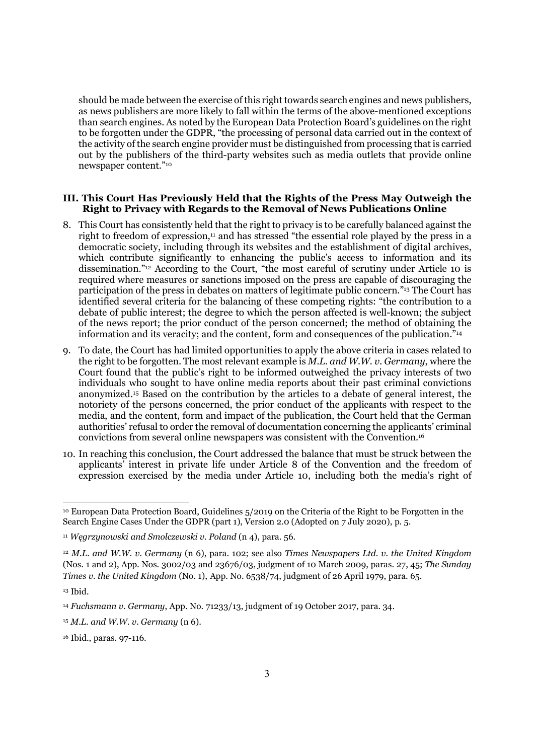should be made between the exercise of this right towards search engines and news publishers, as news publishers are more likely to fall within the terms of the above-mentioned exceptions than search engines. As noted by the European Data Protection Board's guidelines on the right to be forgotten under the GDPR, "the processing of personal data carried out in the context of the activity of the search engine provider must be distinguished from processing that is carried out by the publishers of the third-party websites such as media outlets that provide online newspaper content."[10]

### III. This Court Has Previously Held that the Rights of the Press May Outweigh the Right to Privacy with Regards to the Removal of News Publications Online

8. This Court has consistently held that the right to privacy is to be carefully balanced against the right to freedom of expression,[11] and has stressed "the essential role played by the press in a democratic society, including through its websites and the establishment of digital archives, which contribute significantly to enhancing the public's access to information and its dissemination."[12] According to the Court, "the most careful of scrutiny under Article 10 is required where measures or sanctions imposed on the press are capable of discouraging the participation of the press in debates on matters of legitimate public concern."[13] The Court has identified several criteria for the balancing of these competing rights: "the contribution to a debate of public interest; the degree to which the person affected is well-known; the subject of the news report; the prior conduct of the person concerned; the method of obtaining the information and its veracity; and the content, form and consequences of the publication."[14]

9. To date, the Court has had limited opportunities to apply the above criteria in cases related to the right to be forgotten. The most relevant example is *M.L. and W.W. v. Germany*, where the Court found that the public's right to be informed outweighed the privacy interests of two individuals who sought to have online media reports about their past criminal convictions anonymized.[15] Based on the contribution by the articles to a debate of general interest, the notoriety of the persons concerned, the prior conduct of the applicants with respect to the media, and the content, form and impact of the publication, the Court held that the German authorities' refusal to order the removal of documentation concerning the applicants' criminal convictions from several online newspapers was consistent with the Convention.[16]

10. In reaching this conclusion, the Court addressed the balance that must be struck between the applicants' interest in private life under Article 8 of the Convention and the freedom of expression exercised by the media under Article 10, including both the media's right of

---

[10] European Data Protection Board, Guidelines 5/2019 on the Criteria of the Right to be Forgotten in the Search Engine Cases Under the GDPR (part 1), Version 2.0 (Adopted on 7 July 2020), p. 5.

[11] *Węgrzynowski and Smolczewski v. Poland* (n 4), para. 56.

[12] *M.L. and W.W. v. Germany* (n 6), para. 102; see also *Times Newspapers Ltd. v. the United Kingdom* (Nos. 1 and 2), App. Nos. 3002/03 and 23676/03, judgment of 10 March 2009, paras. 27, 45; *The Sunday Times v. the United Kingdom* (No. 1), App. No. 6538/74, judgment of 26 April 1979, para. 65.

[13] Ibid.

[14] *Fuchsmann v. Germany*, App. No. 71233/13, judgment of 19 October 2017, para. 34.

[15] *M.L. and W.W. v. Germany* (n 6).

[16] Ibid., paras. 97-116.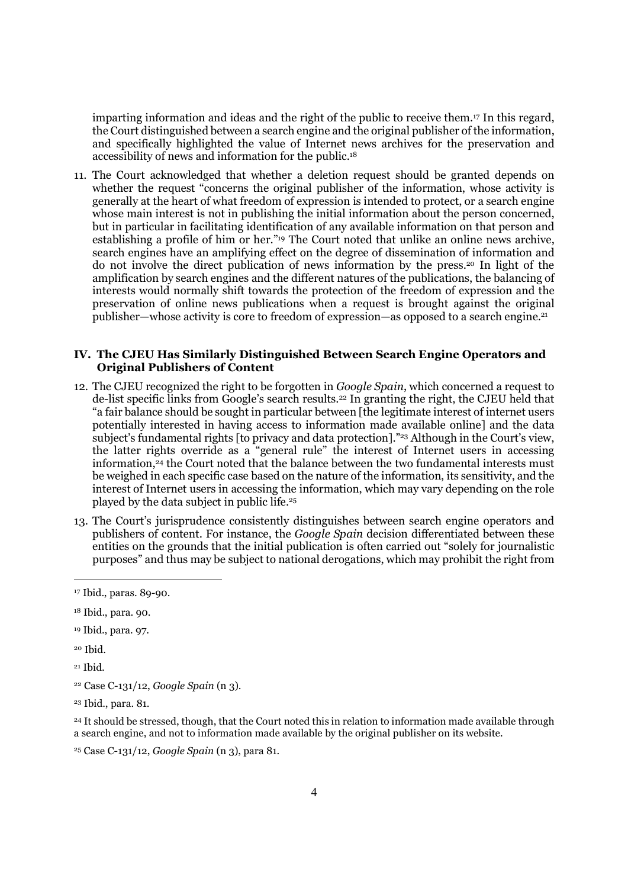imparting information and ideas and the right of the public to receive them.[17] In this regard, the Court distinguished between a search engine and the original publisher of the information, and specifically highlighted the value of Internet news archives for the preservation and accessibility of news and information for the public.[18]

11. The Court acknowledged that whether a deletion request should be granted depends on whether the request "concerns the original publisher of the information, whose activity is generally at the heart of what freedom of expression is intended to protect, or a search engine whose main interest is not in publishing the initial information about the person concerned, but in particular in facilitating identification of any available information on that person and establishing a profile of him or her."[19] The Court noted that unlike an online news archive, search engines have an amplifying effect on the degree of dissemination of information and do not involve the direct publication of news information by the press.[20] In light of the amplification by search engines and the different natures of the publications, the balancing of interests would normally shift towards the protection of the freedom of expression and the preservation of online news publications when a request is brought against the original publisher—whose activity is core to freedom of expression—as opposed to a search engine.[21]

### IV. The CJEU Has Similarly Distinguished Between Search Engine Operators and Original Publishers of Content

12. The CJEU recognized the right to be forgotten in *Google Spain*, which concerned a request to de-list specific links from Google's search results.[22] In granting the right, the CJEU held that "a fair balance should be sought in particular between [the legitimate interest of internet users potentially interested in having access to information made available online] and the data subject's fundamental rights [to privacy and data protection]."[23] Although in the Court's view, the latter rights override as a "general rule" the interest of Internet users in accessing information,[24] the Court noted that the balance between the two fundamental interests must be weighed in each specific case based on the nature of the information, its sensitivity, and the interest of Internet users in accessing the information, which may vary depending on the role played by the data subject in public life.[25]

13. The Court's jurisprudence consistently distinguishes between search engine operators and publishers of content. For instance, the *Google Spain* decision differentiated between these entities on the grounds that the initial publication is often carried out "solely for journalistic purposes" and thus may be subject to national derogations, which may prohibit the right from

---

[17] Ibid., paras. 89-90.

[18] Ibid., para. 90.

[19] Ibid., para. 97.

[20] Ibid.

[21] Ibid.

[22] Case C-131/12, *Google Spain* (n 3).

[23] Ibid., para. 81.

[24] It should be stressed, though, that the Court noted this in relation to information made available through a search engine, and not to information made available by the original publisher on its website.

[25] Case C-131/12, *Google Spain* (n 3), para 81.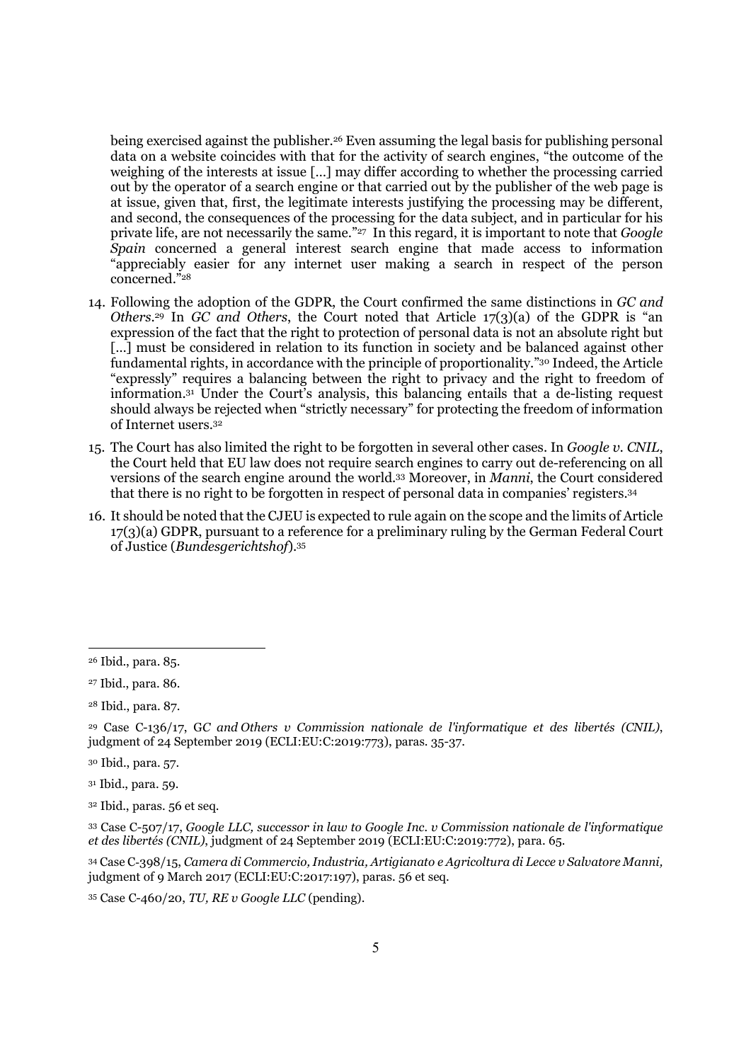being exercised against the publisher.[26] Even assuming the legal basis for publishing personal data on a website coincides with that for the activity of search engines, "the outcome of the weighing of the interests at issue […] may differ according to whether the processing carried out by the operator of a search engine or that carried out by the publisher of the web page is at issue, given that, first, the legitimate interests justifying the processing may be different, and second, the consequences of the processing for the data subject, and in particular for his private life, are not necessarily the same."[27] In this regard, it is important to note that *Google Spain* concerned a general interest search engine that made access to information "appreciably easier for any internet user making a search in respect of the person concerned."[28]

14. Following the adoption of the GDPR, the Court confirmed the same distinctions in *GC and Others*.[29] In *GC and Others*, the Court noted that Article 17(3)(a) of the GDPR is "an expression of the fact that the right to protection of personal data is not an absolute right but […] must be considered in relation to its function in society and be balanced against other fundamental rights, in accordance with the principle of proportionality."[30] Indeed, the Article "expressly" requires a balancing between the right to privacy and the right to freedom of information.[31] Under the Court's analysis, this balancing entails that a de-listing request should always be rejected when "strictly necessary" for protecting the freedom of information of Internet users.[32]

15. The Court has also limited the right to be forgotten in several other cases. In *Google v. CNIL*, the Court held that EU law does not require search engines to carry out de-referencing on all versions of the search engine around the world.[33] Moreover, in *Manni*, the Court considered that there is no right to be forgotten in respect of personal data in companies' registers.[34]

16. It should be noted that the CJEU is expected to rule again on the scope and the limits of Article 17(3)(a) GDPR, pursuant to a reference for a preliminary ruling by the German Federal Court of Justice (*Bundesgerichtshof*).[35]

---

[26] Ibid., para. 85.

[27] Ibid., para. 86.

[28] Ibid., para. 87.

[29] Case C-136/17, *GC and Others v Commission nationale de l'informatique et des libertés (CNIL)*, judgment of 24 September 2019 (ECLI:EU:C:2019:773), paras. 35-37.

[30] Ibid., para. 57.

[31] Ibid., para. 59.

[32] Ibid., paras. 56 et seq.

[33] Case C-507/17, *Google LLC, successor in law to Google Inc. v Commission nationale de l'informatique et des libertés (CNIL)*, judgment of 24 September 2019 (ECLI:EU:C:2019:772), para. 65.

[34] Case C-398/15, *Camera di Commercio, Industria, Artigianato e Agricoltura di Lecce v Salvatore Manni*, judgment of 9 March 2017 (ECLI:EU:C:2017:197), paras. 56 et seq.

[35] Case C-460/20, *TU, RE v Google LLC* (pending).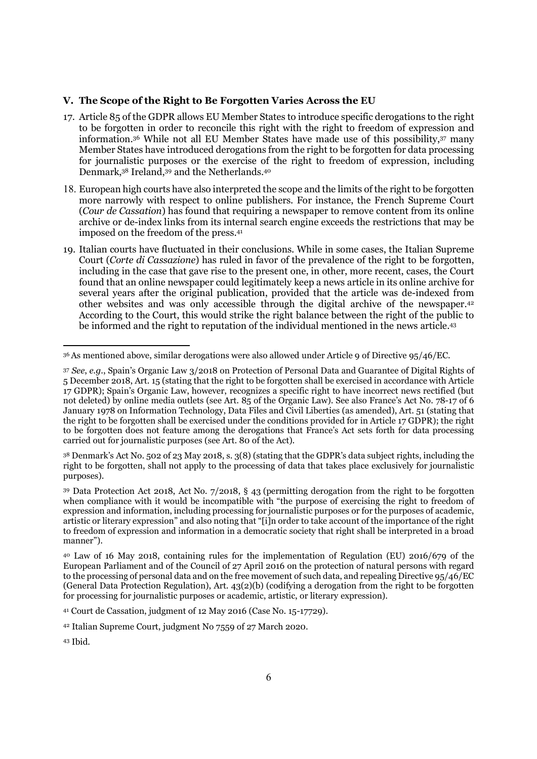## V. The Scope of the Right to Be Forgotten Varies Across the EU

17. Article 85 of the GDPR allows EU Member States to introduce specific derogations to the right to be forgotten in order to reconcile this right with the right to freedom of expression and information.[36] While not all EU Member States have made use of this possibility,[37] many Member States have introduced derogations from the right to be forgotten for data processing for journalistic purposes or the exercise of the right to freedom of expression, including Denmark,[38] Ireland,[39] and the Netherlands.[40]

18. European high courts have also interpreted the scope and the limits of the right to be forgotten more narrowly with respect to online publishers. For instance, the French Supreme Court (*Cour de Cassation*) has found that requiring a newspaper to remove content from its online archive or de-index links from its internal search engine exceeds the restrictions that may be imposed on the freedom of the press.[41]

19. Italian courts have fluctuated in their conclusions. While in some cases, the Italian Supreme Court (*Corte di Cassazione*) has ruled in favor of the prevalence of the right to be forgotten, including in the case that gave rise to the present one, in other, more recent, cases, the Court found that an online newspaper could legitimately keep a news article in its online archive for several years after the original publication, provided that the article was de-indexed from other websites and was only accessible through the digital archive of the newspaper.[42] According to the Court, this would strike the right balance between the right of the public to be informed and the right to reputation of the individual mentioned in the news article.[43]

---

[36] As mentioned above, similar derogations were also allowed under Article 9 of Directive 95/46/EC.

[37] *See, e.g.*, Spain's Organic Law 3/2018 on Protection of Personal Data and Guarantee of Digital Rights of 5 December 2018, Art. 15 (stating that the right to be forgotten shall be exercised in accordance with Article 17 GDPR); Spain's Organic Law, however, recognizes a specific right to have incorrect news rectified (but not deleted) by online media outlets (see Art. 85 of the Organic Law). See also France's Act No. 78-17 of 6 January 1978 on Information Technology, Data Files and Civil Liberties (as amended), Art. 51 (stating that the right to be forgotten shall be exercised under the conditions provided for in Article 17 GDPR); the right to be forgotten does not feature among the derogations that France's Act sets forth for data processing carried out for journalistic purposes (see Art. 80 of the Act).

[38] Denmark's Act No. 502 of 23 May 2018, s. 3(8) (stating that the GDPR's data subject rights, including the right to be forgotten, shall not apply to the processing of data that takes place exclusively for journalistic purposes).

[39] Data Protection Act 2018, Act No. 7/2018, § 43 (permitting derogation from the right to be forgotten when compliance with it would be incompatible with "the purpose of exercising the right to freedom of expression and information, including processing for journalistic purposes or for the purposes of academic, artistic or literary expression" and also noting that "[i]n order to take account of the importance of the right to freedom of expression and information in a democratic society that right shall be interpreted in a broad manner").

[40] Law of 16 May 2018, containing rules for the implementation of Regulation (EU) 2016/679 of the European Parliament and of the Council of 27 April 2016 on the protection of natural persons with regard to the processing of personal data and on the free movement of such data, and repealing Directive 95/46/EC (General Data Protection Regulation), Art. 43(2)(b) (codifying a derogation from the right to be forgotten for processing for journalistic purposes or academic, artistic, or literary expression).

[41] Court de Cassation, judgment of 12 May 2016 (Case No. 15-17729).

[42] Italian Supreme Court, judgment No 7559 of 27 March 2020.

[43] Ibid.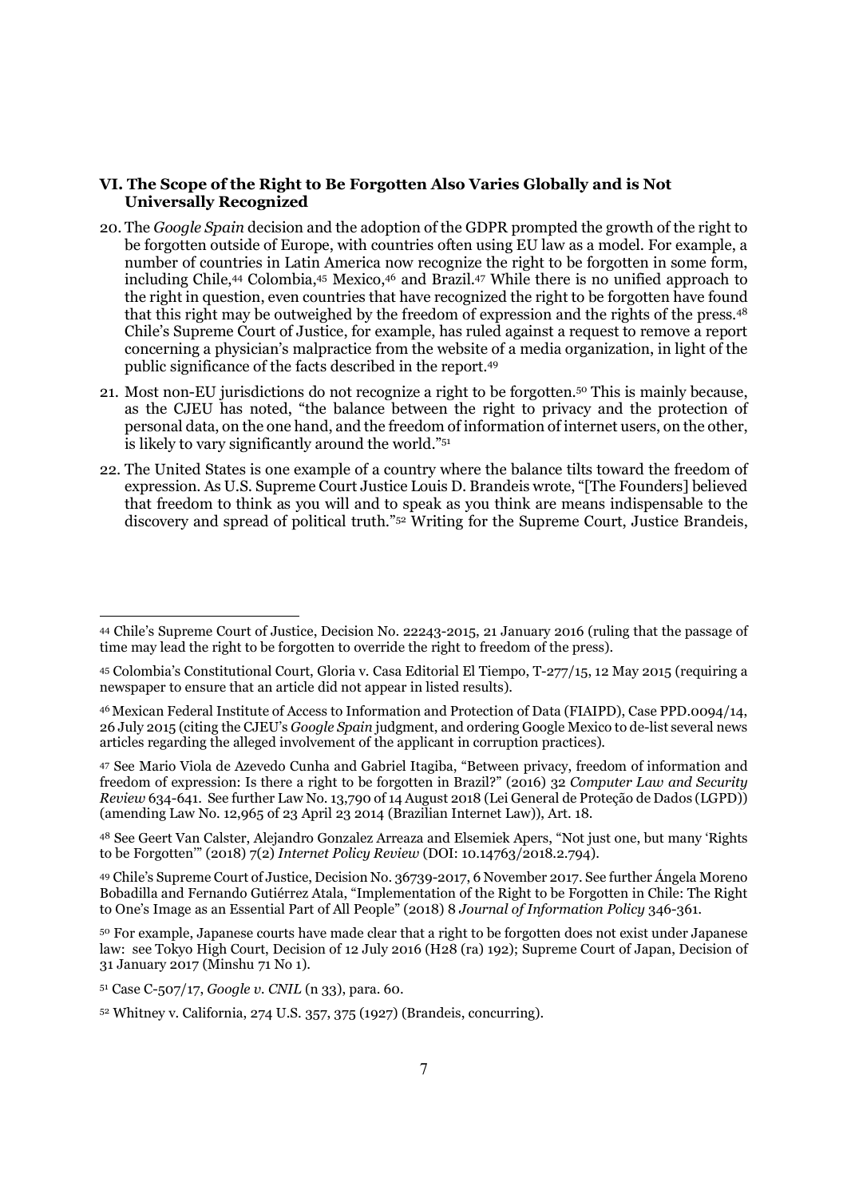### VI. The Scope of the Right to Be Forgotten Also Varies Globally and is Not Universally Recognized

20. The *Google Spain* decision and the adoption of the GDPR prompted the growth of the right to be forgotten outside of Europe, with countries often using EU law as a model. For example, a number of countries in Latin America now recognize the right to be forgotten in some form, including Chile,[44] Colombia,[45] Mexico,[46] and Brazil.[47] While there is no unified approach to the right in question, even countries that have recognized the right to be forgotten have found that this right may be outweighed by the freedom of expression and the rights of the press.[48] Chile's Supreme Court of Justice, for example, has ruled against a request to remove a report concerning a physician's malpractice from the website of a media organization, in light of the public significance of the facts described in the report.[49]

21. Most non-EU jurisdictions do not recognize a right to be forgotten.[50] This is mainly because, as the CJEU has noted, "the balance between the right to privacy and the protection of personal data, on the one hand, and the freedom of information of internet users, on the other, is likely to vary significantly around the world."[51]

22. The United States is one example of a country where the balance tilts toward the freedom of expression. As U.S. Supreme Court Justice Louis D. Brandeis wrote, "[The Founders] believed that freedom to think as you will and to speak as you think are means indispensable to the discovery and spread of political truth."[52] Writing for the Supreme Court, Justice Brandeis,

---

[44] Chile's Supreme Court of Justice, Decision No. 22243-2015, 21 January 2016 (ruling that the passage of time may lead the right to be forgotten to override the right to freedom of the press).

[45] Colombia's Constitutional Court, Gloria v. Casa Editorial El Tiempo, T-277/15, 12 May 2015 (requiring a newspaper to ensure that an article did not appear in listed results).

[46] Mexican Federal Institute of Access to Information and Protection of Data (FIAIPD), Case PPD.0094/14, 26 July 2015 (citing the CJEU's *Google Spain* judgment, and ordering Google Mexico to de-list several news articles regarding the alleged involvement of the applicant in corruption practices).

[47] See Mario Viola de Azevedo Cunha and Gabriel Itagiba, "Between privacy, freedom of information and freedom of expression: Is there a right to be forgotten in Brazil?" (2016) 32 *Computer Law and Security Review* 634-641. See further Law No. 13,790 of 14 August 2018 (Lei General de Proteção de Dados (LGPD)) (amending Law No. 12,965 of 23 April 23 2014 (Brazilian Internet Law)), Art. 18.

[48] See Geert Van Calster, Alejandro Gonzalez Arreaza and Elsemiek Apers, "Not just one, but many 'Rights to be Forgotten'" (2018) 7(2) *Internet Policy Review* (DOI: 10.14763/2018.2.794).

[49] Chile's Supreme Court of Justice, Decision No. 36739-2017, 6 November 2017. See further Ángela Moreno Bobadilla and Fernando Gutiérrez Atala, "Implementation of the Right to be Forgotten in Chile: The Right to One's Image as an Essential Part of All People" (2018) 8 *Journal of Information Policy* 346-361.

[50] For example, Japanese courts have made clear that a right to be forgotten does not exist under Japanese law: see Tokyo High Court, Decision of 12 July 2016 (H28 (ra) 192); Supreme Court of Japan, Decision of 31 January 2017 (Minshu 71 No 1).

[51] Case C-507/17, *Google v. CNIL* (n 33), para. 60.

[52] Whitney v. California, 274 U.S. 357, 375 (1927) (Brandeis, concurring).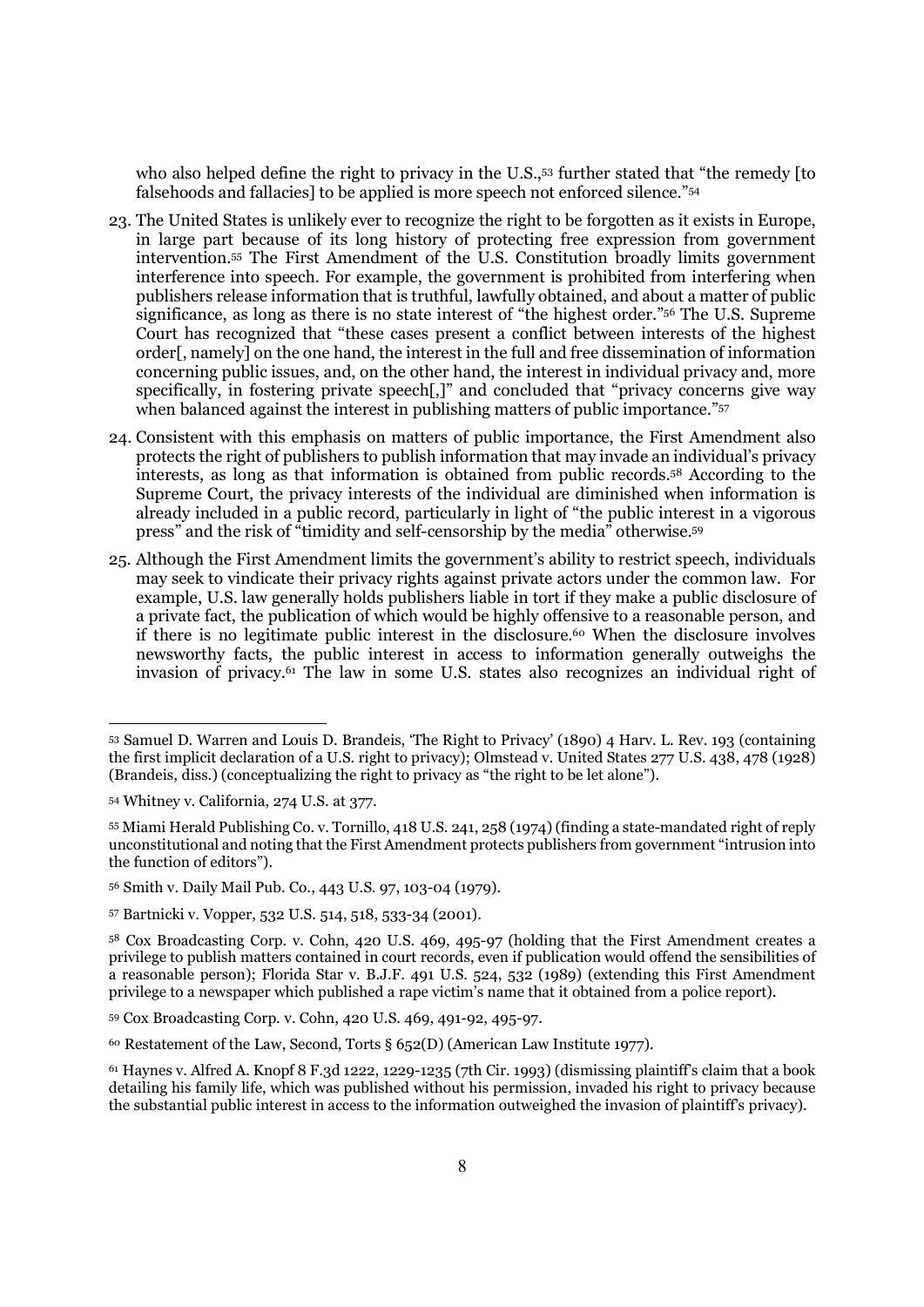who also helped define the right to privacy in the U.S.,[53] further stated that "the remedy [to falsehoods and fallacies] to be applied is more speech not enforced silence."[54]

23. The United States is unlikely ever to recognize the right to be forgotten as it exists in Europe, in large part because of its long history of protecting free expression from government intervention.[55] The First Amendment of the U.S. Constitution broadly limits government interference into speech. For example, the government is prohibited from interfering when publishers release information that is truthful, lawfully obtained, and about a matter of public significance, as long as there is no state interest of "the highest order."[56] The U.S. Supreme Court has recognized that "these cases present a conflict between interests of the highest order[, namely] on the one hand, the interest in the full and free dissemination of information concerning public issues, and, on the other hand, the interest in individual privacy and, more specifically, in fostering private speech[,]" and concluded that "privacy concerns give way when balanced against the interest in publishing matters of public importance."[57]

24. Consistent with this emphasis on matters of public importance, the First Amendment also protects the right of publishers to publish information that may invade an individual's privacy interests, as long as that information is obtained from public records.[58] According to the Supreme Court, the privacy interests of the individual are diminished when information is already included in a public record, particularly in light of "the public interest in a vigorous press" and the risk of "timidity and self-censorship by the media" otherwise.[59]

25. Although the First Amendment limits the government's ability to restrict speech, individuals may seek to vindicate their privacy rights against private actors under the common law. For example, U.S. law generally holds publishers liable in tort if they make a public disclosure of a private fact, the publication of which would be highly offensive to a reasonable person, and if there is no legitimate public interest in the disclosure.[60] When the disclosure involves newsworthy facts, the public interest in access to information generally outweighs the invasion of privacy.[61] The law in some U.S. states also recognizes an individual right of

---

[53] Samuel D. Warren and Louis D. Brandeis, 'The Right to Privacy' (1890) 4 Harv. L. Rev. 193 (containing the first implicit declaration of a U.S. right to privacy); Olmstead v. United States 277 U.S. 438, 478 (1928) (Brandeis, diss.) (conceptualizing the right to privacy as "the right to be let alone").

[54] Whitney v. California, 274 U.S. at 377.

[55] Miami Herald Publishing Co. v. Tornillo, 418 U.S. 241, 258 (1974) (finding a state-mandated right of reply unconstitutional and noting that the First Amendment protects publishers from government "intrusion into the function of editors").

[56] Smith v. Daily Mail Pub. Co., 443 U.S. 97, 103-04 (1979).

[57] Bartnicki v. Vopper, 532 U.S. 514, 518, 533-34 (2001).

[58] Cox Broadcasting Corp. v. Cohn, 420 U.S. 469, 495-97 (holding that the First Amendment creates a privilege to publish matters contained in court records, even if publication would offend the sensibilities of a reasonable person); Florida Star v. B.J.F. 491 U.S. 524, 532 (1989) (extending this First Amendment privilege to a newspaper which published a rape victim's name that it obtained from a police report).

[59] Cox Broadcasting Corp. v. Cohn, 420 U.S. 469, 491-92, 495-97.

[60] Restatement of the Law, Second, Torts § 652(D) (American Law Institute 1977).

[61] Haynes v. Alfred A. Knopf 8 F.3d 1222, 1229-1235 (7th Cir. 1993) (dismissing plaintiff's claim that a book detailing his family life, which was published without his permission, invaded his right to privacy because the substantial public interest in access to the information outweighed the invasion of plaintiff's privacy).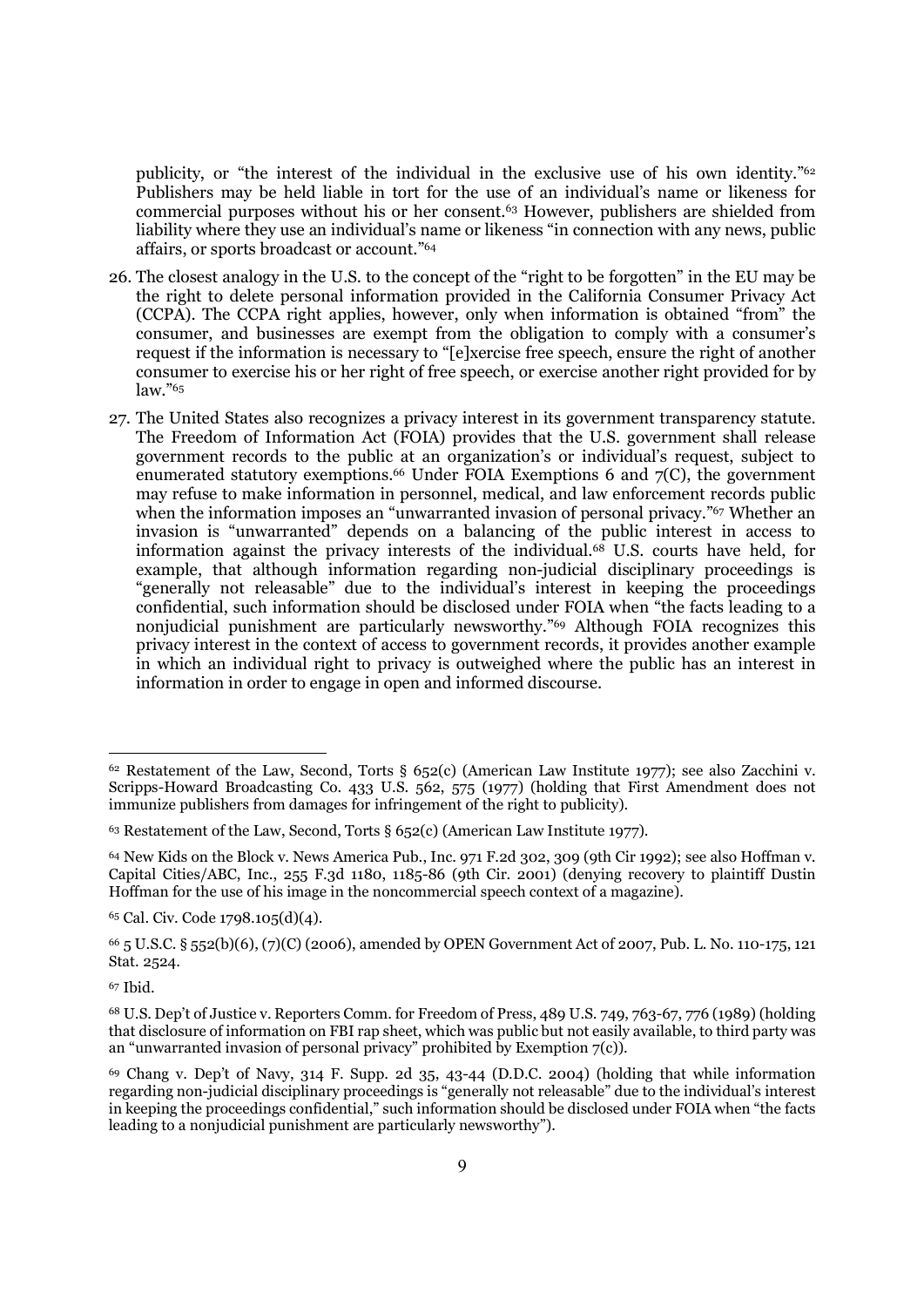publicity, or "the interest of the individual in the exclusive use of his own identity."[62] Publishers may be held liable in tort for the use of an individual's name or likeness for commercial purposes without his or her consent.[63] However, publishers are shielded from liability where they use an individual's name or likeness "in connection with any news, public affairs, or sports broadcast or account."[64]

26. The closest analogy in the U.S. to the concept of the "right to be forgotten" in the EU may be the right to delete personal information provided in the California Consumer Privacy Act (CCPA). The CCPA right applies, however, only when information is obtained "from" the consumer, and businesses are exempt from the obligation to comply with a consumer's request if the information is necessary to "[e]xercise free speech, ensure the right of another consumer to exercise his or her right of free speech, or exercise another right provided for by law."[65]

27. The United States also recognizes a privacy interest in its government transparency statute. The Freedom of Information Act (FOIA) provides that the U.S. government shall release government records to the public at an organization's or individual's request, subject to enumerated statutory exemptions.[66] Under FOIA Exemptions 6 and 7(C), the government may refuse to make information in personnel, medical, and law enforcement records public when the information imposes an "unwarranted invasion of personal privacy."[67] Whether an invasion is "unwarranted" depends on a balancing of the public interest in access to information against the privacy interests of the individual.[68] U.S. courts have held, for example, that although information regarding non-judicial disciplinary proceedings is "generally not releasable" due to the individual's interest in keeping the proceedings confidential, such information should be disclosed under FOIA when "the facts leading to a nonjudicial punishment are particularly newsworthy."[69] Although FOIA recognizes this privacy interest in the context of access to government records, it provides another example in which an individual right to privacy is outweighed where the public has an interest in information in order to engage in open and informed discourse.

---

[62] Restatement of the Law, Second, Torts § 652(c) (American Law Institute 1977); see also Zacchini v. Scripps-Howard Broadcasting Co. 433 U.S. 562, 575 (1977) (holding that First Amendment does not immunize publishers from damages for infringement of the right to publicity).

[63] Restatement of the Law, Second, Torts § 652(c) (American Law Institute 1977).

[64] New Kids on the Block v. News America Pub., Inc. 971 F.2d 302, 309 (9th Cir 1992); see also Hoffman v. Capital Cities/ABC, Inc., 255 F.3d 1180, 1185-86 (9th Cir. 2001) (denying recovery to plaintiff Dustin Hoffman for the use of his image in the noncommercial speech context of a magazine).

[65] Cal. Civ. Code 1798.105(d)(4).

[66] 5 U.S.C. § 552(b)(6), (7)(C) (2006), amended by OPEN Government Act of 2007, Pub. L. No. 110-175, 121 Stat. 2524.

[67] Ibid.

[68] U.S. Dep't of Justice v. Reporters Comm. for Freedom of Press, 489 U.S. 749, 763-67, 776 (1989) (holding that disclosure of information on FBI rap sheet, which was public but not easily available, to third party was an "unwarranted invasion of personal privacy" prohibited by Exemption 7(c)).

[69] Chang v. Dep't of Navy, 314 F. Supp. 2d 35, 43-44 (D.D.C. 2004) (holding that while information regarding non-judicial disciplinary proceedings is "generally not releasable" due to the individual's interest in keeping the proceedings confidential," such information should be disclosed under FOIA when "the facts leading to a nonjudicial punishment are particularly newsworthy").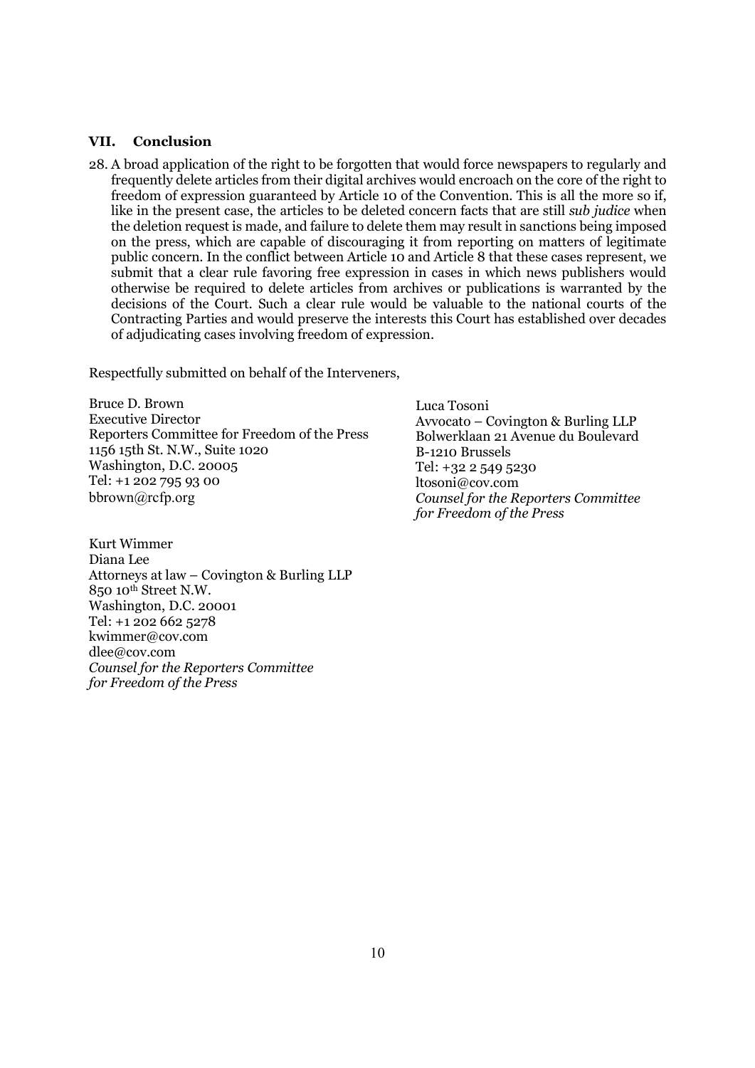## VII. Conclusion

28. A broad application of the right to be forgotten that would force newspapers to regularly and frequently delete articles from their digital archives would encroach on the core of the right to freedom of expression guaranteed by Article 10 of the Convention. This is all the more so if, like in the present case, the articles to be deleted concern facts that are still *sub judice* when the deletion request is made, and failure to delete them may result in sanctions being imposed on the press, which are capable of discouraging it from reporting on matters of legitimate public concern. In the conflict between Article 10 and Article 8 that these cases represent, we submit that a clear rule favoring free expression in cases in which news publishers would otherwise be required to delete articles from archives or publications is warranted by the decisions of the Court. Such a clear rule would be valuable to the national courts of the Contracting Parties and would preserve the interests this Court has established over decades of adjudicating cases involving freedom of expression.

Respectfully submitted on behalf of the Interveners,

Bruce D. Brown
Executive Director
Reporters Committee for Freedom of the Press
1156 15th St. N.W., Suite 1020
Washington, D.C. 20005
Tel: +1 202 795 93 00
bbrown@rcfp.org

Luca Tosoni
Avvocato – Covington & Burling LLP
Bolwerklaan 21 Avenue du Boulevard
B-1210 Brussels
Tel: +32 2 549 5230
ltosoni@cov.com
*Counsel for the Reporters Committee for Freedom of the Press*

Kurt Wimmer
Diana Lee
Attorneys at law – Covington & Burling LLP
850 10th Street N.W.
Washington, D.C. 20001
Tel: +1 202 662 5278
kwimmer@cov.com
dlee@cov.com
*Counsel for the Reporters Committee for Freedom of the Press*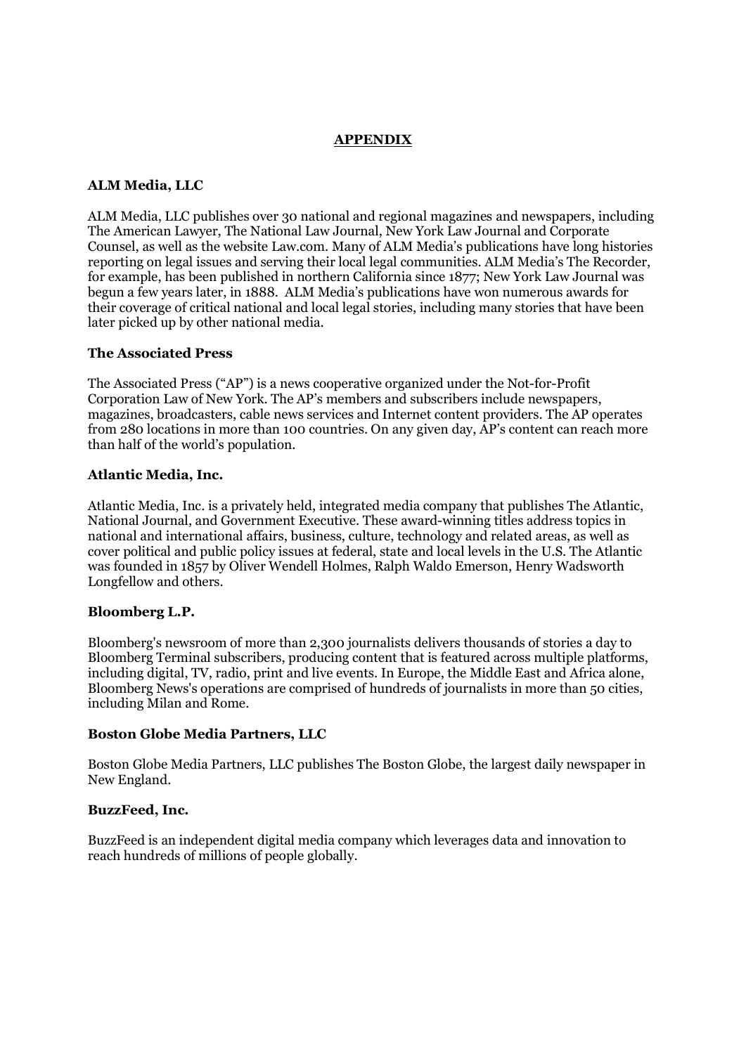## APPENDIX

### ALM Media, LLC

ALM Media, LLC publishes over 30 national and regional magazines and newspapers, including The American Lawyer, The National Law Journal, New York Law Journal and Corporate Counsel, as well as the website Law.com. Many of ALM Media's publications have long histories reporting on legal issues and serving their local legal communities. ALM Media's The Recorder, for example, has been published in northern California since 1877; New York Law Journal was begun a few years later, in 1888. ALM Media's publications have won numerous awards for their coverage of critical national and local legal stories, including many stories that have been later picked up by other national media.

### The Associated Press

The Associated Press ("AP") is a news cooperative organized under the Not-for-Profit Corporation Law of New York. The AP's members and subscribers include newspapers, magazines, broadcasters, cable news services and Internet content providers. The AP operates from 280 locations in more than 100 countries. On any given day, AP's content can reach more than half of the world's population.

### Atlantic Media, Inc.

Atlantic Media, Inc. is a privately held, integrated media company that publishes The Atlantic, National Journal, and Government Executive. These award-winning titles address topics in national and international affairs, business, culture, technology and related areas, as well as cover political and public policy issues at federal, state and local levels in the U.S. The Atlantic was founded in 1857 by Oliver Wendell Holmes, Ralph Waldo Emerson, Henry Wadsworth Longfellow and others.

### Bloomberg L.P.

Bloomberg's newsroom of more than 2,300 journalists delivers thousands of stories a day to Bloomberg Terminal subscribers, producing content that is featured across multiple platforms, including digital, TV, radio, print and live events. In Europe, the Middle East and Africa alone, Bloomberg News's operations are comprised of hundreds of journalists in more than 50 cities, including Milan and Rome.

### Boston Globe Media Partners, LLC

Boston Globe Media Partners, LLC publishes The Boston Globe, the largest daily newspaper in New England.

### BuzzFeed, Inc.

BuzzFeed is an independent digital media company which leverages data and innovation to reach hundreds of millions of people globally.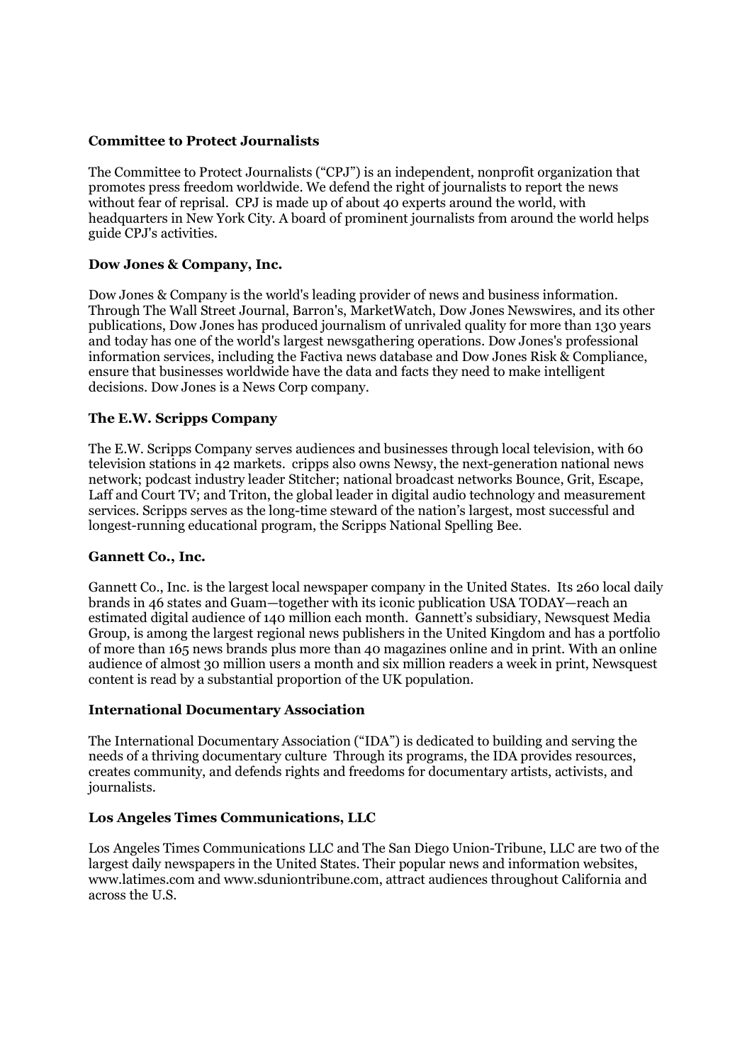**Committee to Protect Journalists**

The Committee to Protect Journalists ("CPJ") is an independent, nonprofit organization that promotes press freedom worldwide. We defend the right of journalists to report the news without fear of reprisal. CPJ is made up of about 40 experts around the world, with headquarters in New York City. A board of prominent journalists from around the world helps guide CPJ's activities.

**Dow Jones & Company, Inc.**

Dow Jones & Company is the world's leading provider of news and business information. Through The Wall Street Journal, Barron's, MarketWatch, Dow Jones Newswires, and its other publications, Dow Jones has produced journalism of unrivaled quality for more than 130 years and today has one of the world's largest newsgathering operations. Dow Jones's professional information services, including the Factiva news database and Dow Jones Risk & Compliance, ensure that businesses worldwide have the data and facts they need to make intelligent decisions. Dow Jones is a News Corp company.

**The E.W. Scripps Company**

The E.W. Scripps Company serves audiences and businesses through local television, with 60 television stations in 42 markets. cripps also owns Newsy, the next-generation national news network; podcast industry leader Stitcher; national broadcast networks Bounce, Grit, Escape, Laff and Court TV; and Triton, the global leader in digital audio technology and measurement services. Scripps serves as the long-time steward of the nation's largest, most successful and longest-running educational program, the Scripps National Spelling Bee.

**Gannett Co., Inc.**

Gannett Co., Inc. is the largest local newspaper company in the United States. Its 260 local daily brands in 46 states and Guam—together with its iconic publication USA TODAY—reach an estimated digital audience of 140 million each month. Gannett's subsidiary, Newsquest Media Group, is among the largest regional news publishers in the United Kingdom and has a portfolio of more than 165 news brands plus more than 40 magazines online and in print. With an online audience of almost 30 million users a month and six million readers a week in print, Newsquest content is read by a substantial proportion of the UK population.

**International Documentary Association**

The International Documentary Association ("IDA") is dedicated to building and serving the needs of a thriving documentary culture Through its programs, the IDA provides resources, creates community, and defends rights and freedoms for documentary artists, activists, and journalists.

**Los Angeles Times Communications, LLC**

Los Angeles Times Communications LLC and The San Diego Union-Tribune, LLC are two of the largest daily newspapers in the United States. Their popular news and information websites, www.latimes.com and www.sduniontribune.com, attract audiences throughout California and across the U.S.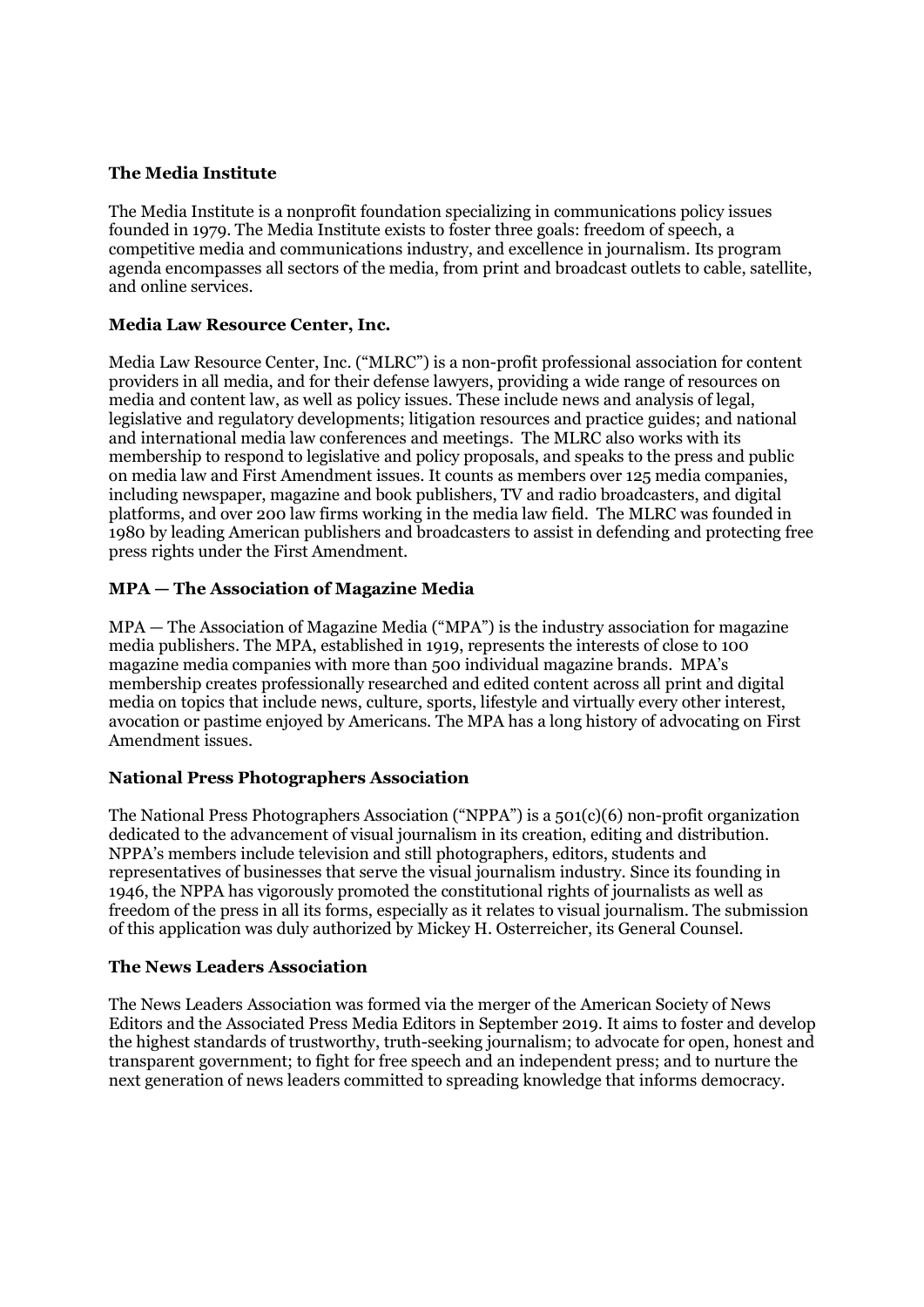**The Media Institute**

The Media Institute is a nonprofit foundation specializing in communications policy issues founded in 1979. The Media Institute exists to foster three goals: freedom of speech, a competitive media and communications industry, and excellence in journalism. Its program agenda encompasses all sectors of the media, from print and broadcast outlets to cable, satellite, and online services.

**Media Law Resource Center, Inc.**

Media Law Resource Center, Inc. ("MLRC") is a non-profit professional association for content providers in all media, and for their defense lawyers, providing a wide range of resources on media and content law, as well as policy issues. These include news and analysis of legal, legislative and regulatory developments; litigation resources and practice guides; and national and international media law conferences and meetings. The MLRC also works with its membership to respond to legislative and policy proposals, and speaks to the press and public on media law and First Amendment issues. It counts as members over 125 media companies, including newspaper, magazine and book publishers, TV and radio broadcasters, and digital platforms, and over 200 law firms working in the media law field. The MLRC was founded in 1980 by leading American publishers and broadcasters to assist in defending and protecting free press rights under the First Amendment.

**MPA — The Association of Magazine Media**

MPA — The Association of Magazine Media ("MPA") is the industry association for magazine media publishers. The MPA, established in 1919, represents the interests of close to 100 magazine media companies with more than 500 individual magazine brands. MPA's membership creates professionally researched and edited content across all print and digital media on topics that include news, culture, sports, lifestyle and virtually every other interest, avocation or pastime enjoyed by Americans. The MPA has a long history of advocating on First Amendment issues.

**National Press Photographers Association**

The National Press Photographers Association ("NPPA") is a 501(c)(6) non-profit organization dedicated to the advancement of visual journalism in its creation, editing and distribution. NPPA's members include television and still photographers, editors, students and representatives of businesses that serve the visual journalism industry. Since its founding in 1946, the NPPA has vigorously promoted the constitutional rights of journalists as well as freedom of the press in all its forms, especially as it relates to visual journalism. The submission of this application was duly authorized by Mickey H. Osterreicher, its General Counsel.

**The News Leaders Association**

The News Leaders Association was formed via the merger of the American Society of News Editors and the Associated Press Media Editors in September 2019. It aims to foster and develop the highest standards of trustworthy, truth-seeking journalism; to advocate for open, honest and transparent government; to fight for free speech and an independent press; and to nurture the next generation of news leaders committed to spreading knowledge that informs democracy.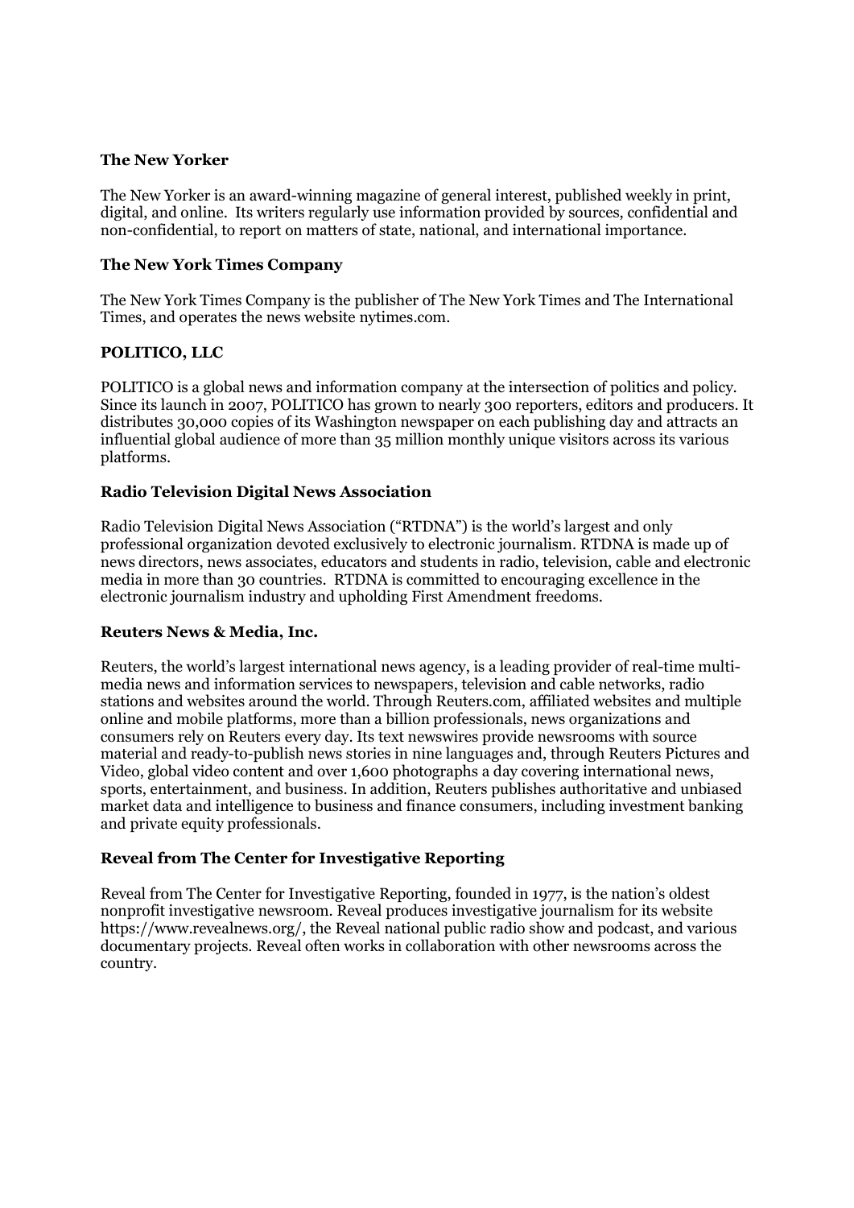**The New Yorker**

The New Yorker is an award-winning magazine of general interest, published weekly in print, digital, and online. Its writers regularly use information provided by sources, confidential and non-confidential, to report on matters of state, national, and international importance.

**The New York Times Company**

The New York Times Company is the publisher of The New York Times and The International Times, and operates the news website nytimes.com.

**POLITICO, LLC**

POLITICO is a global news and information company at the intersection of politics and policy. Since its launch in 2007, POLITICO has grown to nearly 300 reporters, editors and producers. It distributes 30,000 copies of its Washington newspaper on each publishing day and attracts an influential global audience of more than 35 million monthly unique visitors across its various platforms.

**Radio Television Digital News Association**

Radio Television Digital News Association ("RTDNA") is the world's largest and only professional organization devoted exclusively to electronic journalism. RTDNA is made up of news directors, news associates, educators and students in radio, television, cable and electronic media in more than 30 countries. RTDNA is committed to encouraging excellence in the electronic journalism industry and upholding First Amendment freedoms.

**Reuters News & Media, Inc.**

Reuters, the world's largest international news agency, is a leading provider of real-time multi-media news and information services to newspapers, television and cable networks, radio stations and websites around the world. Through Reuters.com, affiliated websites and multiple online and mobile platforms, more than a billion professionals, news organizations and consumers rely on Reuters every day. Its text newswires provide newsrooms with source material and ready-to-publish news stories in nine languages and, through Reuters Pictures and Video, global video content and over 1,600 photographs a day covering international news, sports, entertainment, and business. In addition, Reuters publishes authoritative and unbiased market data and intelligence to business and finance consumers, including investment banking and private equity professionals.

**Reveal from The Center for Investigative Reporting**

Reveal from The Center for Investigative Reporting, founded in 1977, is the nation's oldest nonprofit investigative newsroom. Reveal produces investigative journalism for its website https://www.revealnews.org/, the Reveal national public radio show and podcast, and various documentary projects. Reveal often works in collaboration with other newsrooms across the country.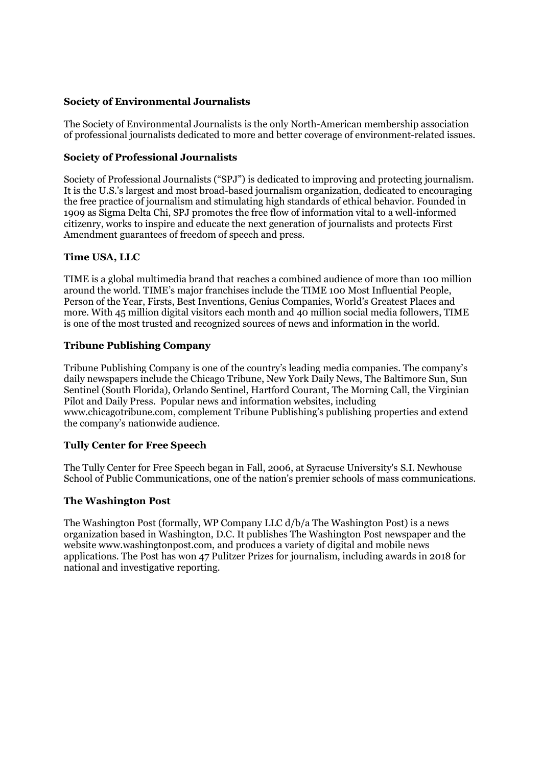**Society of Environmental Journalists**

The Society of Environmental Journalists is the only North-American membership association of professional journalists dedicated to more and better coverage of environment-related issues.

**Society of Professional Journalists**

Society of Professional Journalists ("SPJ") is dedicated to improving and protecting journalism. It is the U.S.'s largest and most broad-based journalism organization, dedicated to encouraging the free practice of journalism and stimulating high standards of ethical behavior. Founded in 1909 as Sigma Delta Chi, SPJ promotes the free flow of information vital to a well-informed citizenry, works to inspire and educate the next generation of journalists and protects First Amendment guarantees of freedom of speech and press.

**Time USA, LLC**

TIME is a global multimedia brand that reaches a combined audience of more than 100 million around the world. TIME's major franchises include the TIME 100 Most Influential People, Person of the Year, Firsts, Best Inventions, Genius Companies, World's Greatest Places and more. With 45 million digital visitors each month and 40 million social media followers, TIME is one of the most trusted and recognized sources of news and information in the world.

**Tribune Publishing Company**

Tribune Publishing Company is one of the country's leading media companies. The company's daily newspapers include the Chicago Tribune, New York Daily News, The Baltimore Sun, Sun Sentinel (South Florida), Orlando Sentinel, Hartford Courant, The Morning Call, the Virginian Pilot and Daily Press. Popular news and information websites, including www.chicagotribune.com, complement Tribune Publishing's publishing properties and extend the company's nationwide audience.

**Tully Center for Free Speech**

The Tully Center for Free Speech began in Fall, 2006, at Syracuse University's S.I. Newhouse School of Public Communications, one of the nation's premier schools of mass communications.

**The Washington Post**

The Washington Post (formally, WP Company LLC d/b/a The Washington Post) is a news organization based in Washington, D.C. It publishes The Washington Post newspaper and the website www.washingtonpost.com, and produces a variety of digital and mobile news applications. The Post has won 47 Pulitzer Prizes for journalism, including awards in 2018 for national and investigative reporting.